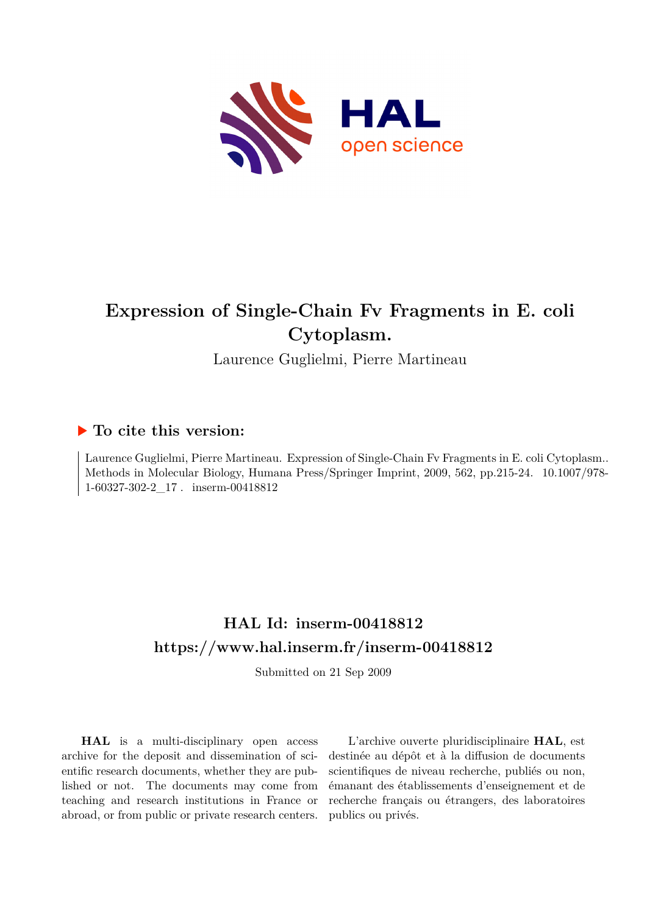# Expression of Single-Chain Fv Fragments in E. coli Cytoplasm.

Laurence Guglielmi, Pierre Martineau

## ▶ To cite this version:

Laurence Guglielmi, Pierre Martineau. Expression of Single-Chain Fv Fragments in E. coli Cytoplasm.. Methods in Molecular Biology, Humana Press/Springer Imprint, 2009, 562, pp.215-24. 10.1007/978-1-60327-302-2_17 . inserm-00418812

## HAL Id: inserm-00418812
## https://www.hal.inserm.fr/inserm-00418812

Submitted on 21 Sep 2009

**HAL** is a multi-disciplinary open access archive for the deposit and dissemination of scientific research documents, whether they are published or not. The documents may come from teaching and research institutions in France or abroad, or from public or private research centers.

L'archive ouverte pluridisciplinaire **HAL**, est destinée au dépôt et à la diffusion de documents scientifiques de niveau recherche, publiés ou non, émanant des établissements d'enseignement et de recherche français ou étrangers, des laboratoires publics ou privés.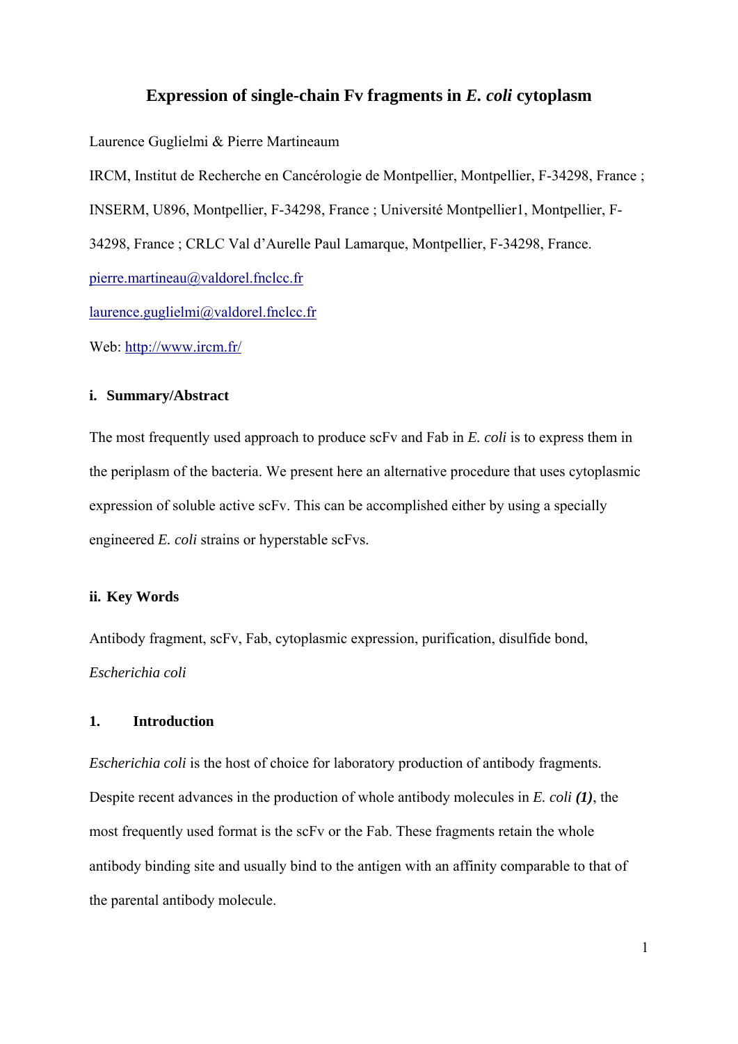# Expression of single-chain Fv fragments in *E. coli* cytoplasm

Laurence Guglielmi & Pierre Martineaum

IRCM, Institut de Recherche en Cancérologie de Montpellier, Montpellier, F-34298, France ; INSERM, U896, Montpellier, F-34298, France ; Université Montpellier1, Montpellier, F-34298, France ; CRLC Val d'Aurelle Paul Lamarque, Montpellier, F-34298, France.

pierre.martineau@valdorel.fnclcc.fr

laurence.guglielmi@valdorel.fnclcc.fr

Web: http://www.ircm.fr/

## i. Summary/Abstract

The most frequently used approach to produce scFv and Fab in *E. coli* is to express them in the periplasm of the bacteria. We present here an alternative procedure that uses cytoplasmic expression of soluble active scFv. This can be accomplished either by using a specially engineered *E. coli* strains or hyperstable scFvs.

## ii. Key Words

Antibody fragment, scFv, Fab, cytoplasmic expression, purification, disulfide bond, *Escherichia coli*

## 1. Introduction

*Escherichia coli* is the host of choice for laboratory production of antibody fragments. Despite recent advances in the production of whole antibody molecules in *E. coli* ***(1)***, the most frequently used format is the scFv or the Fab. These fragments retain the whole antibody binding site and usually bind to the antigen with an affinity comparable to that of the parental antibody molecule.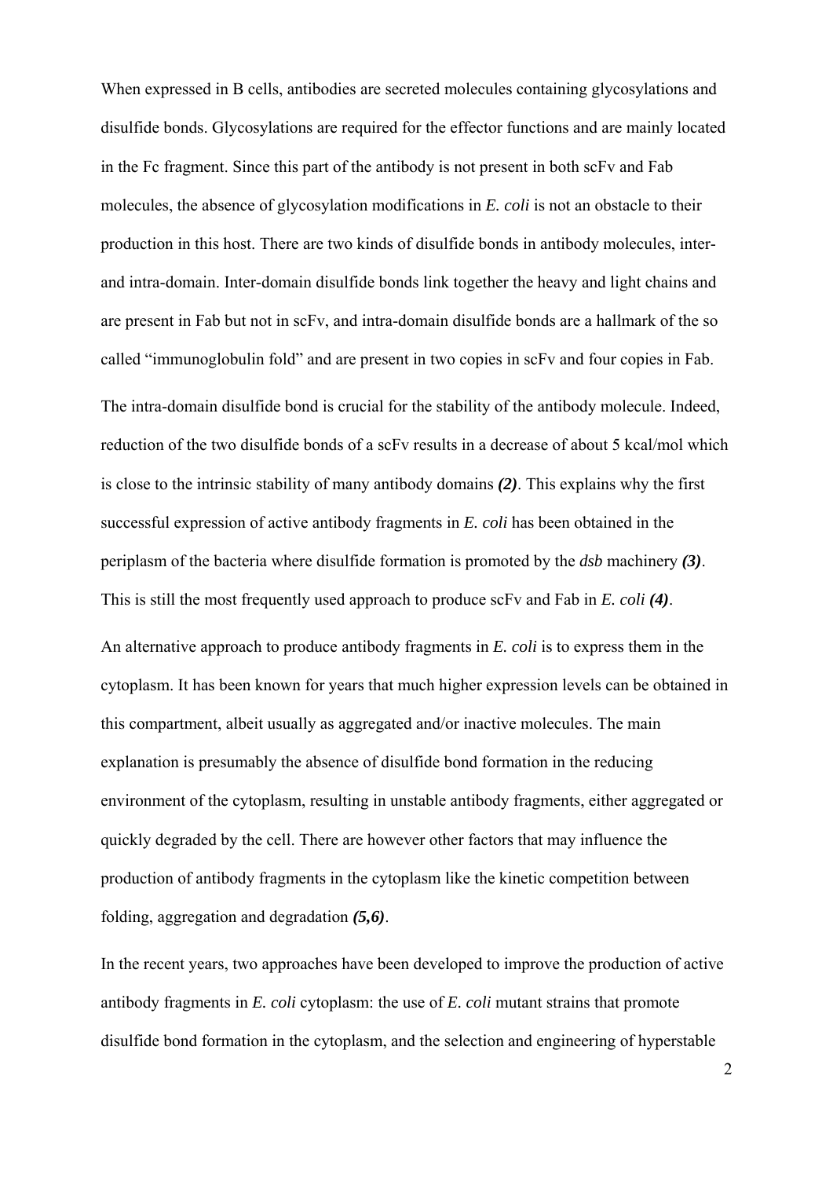When expressed in B cells, antibodies are secreted molecules containing glycosylations and disulfide bonds. Glycosylations are required for the effector functions and are mainly located in the Fc fragment. Since this part of the antibody is not present in both scFv and Fab molecules, the absence of glycosylation modifications in *E. coli* is not an obstacle to their production in this host. There are two kinds of disulfide bonds in antibody molecules, inter- and intra-domain. Inter-domain disulfide bonds link together the heavy and light chains and are present in Fab but not in scFv, and intra-domain disulfide bonds are a hallmark of the so called “immunoglobulin fold” and are present in two copies in scFv and four copies in Fab.

The intra-domain disulfide bond is crucial for the stability of the antibody molecule. Indeed, reduction of the two disulfide bonds of a scFv results in a decrease of about 5 kcal/mol which is close to the intrinsic stability of many antibody domains ***(2)***. This explains why the first successful expression of active antibody fragments in *E. coli* has been obtained in the periplasm of the bacteria where disulfide formation is promoted by the *dsb* machinery ***(3)***. This is still the most frequently used approach to produce scFv and Fab in *E. coli* ***(4)***.

An alternative approach to produce antibody fragments in *E. coli* is to express them in the cytoplasm. It has been known for years that much higher expression levels can be obtained in this compartment, albeit usually as aggregated and/or inactive molecules. The main explanation is presumably the absence of disulfide bond formation in the reducing environment of the cytoplasm, resulting in unstable antibody fragments, either aggregated or quickly degraded by the cell. There are however other factors that may influence the production of antibody fragments in the cytoplasm like the kinetic competition between folding, aggregation and degradation ***(5,6)***.

In the recent years, two approaches have been developed to improve the production of active antibody fragments in *E. coli* cytoplasm: the use of *E. coli* mutant strains that promote disulfide bond formation in the cytoplasm, and the selection and engineering of hyperstable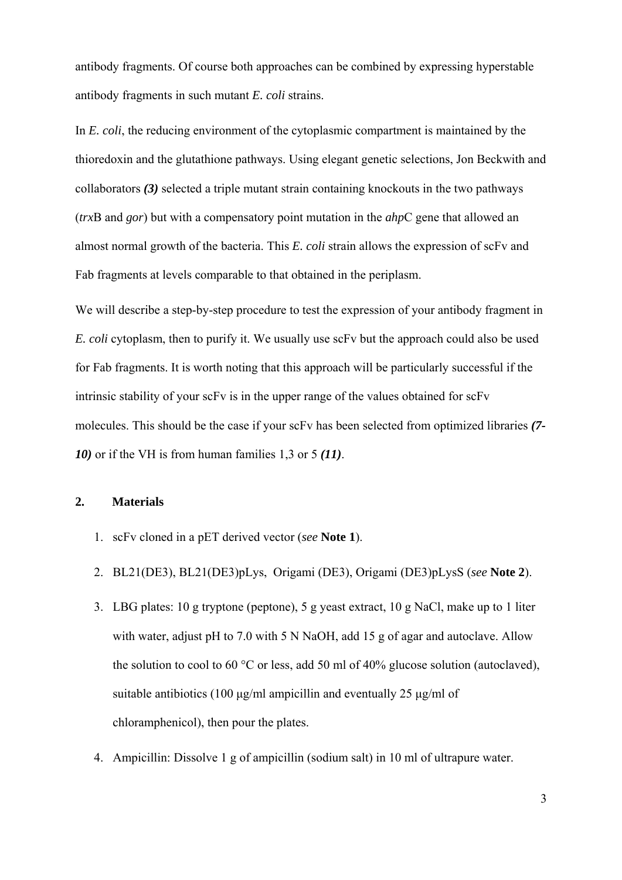antibody fragments. Of course both approaches can be combined by expressing hyperstable antibody fragments in such mutant *E. coli* strains.

In *E. coli*, the reducing environment of the cytoplasmic compartment is maintained by the thioredoxin and the glutathione pathways. Using elegant genetic selections, Jon Beckwith and collaborators ***(3)*** selected a triple mutant strain containing knockouts in the two pathways (*trx*B and *gor*) but with a compensatory point mutation in the *ahp*C gene that allowed an almost normal growth of the bacteria. This *E. coli* strain allows the expression of scFv and Fab fragments at levels comparable to that obtained in the periplasm.

We will describe a step-by-step procedure to test the expression of your antibody fragment in *E. coli* cytoplasm, then to purify it. We usually use scFv but the approach could also be used for Fab fragments. It is worth noting that this approach will be particularly successful if the intrinsic stability of your scFv is in the upper range of the values obtained for scFv molecules. This should be the case if your scFv has been selected from optimized libraries ***(7-10)*** or if the VH is from human families 1,3 or 5 ***(11)***.

## 2. Materials

1. scFv cloned in a pET derived vector (*see* **Note 1**).
2. BL21(DE3), BL21(DE3)pLys, Origami (DE3), Origami (DE3)pLysS (*see* **Note 2**).
3. LBG plates: 10 g tryptone (peptone), 5 g yeast extract, 10 g NaCl, make up to 1 liter with water, adjust pH to 7.0 with 5 N NaOH, add 15 g of agar and autoclave. Allow the solution to cool to 60 °C or less, add 50 ml of 40% glucose solution (autoclaved), suitable antibiotics (100 µg/ml ampicillin and eventually 25 µg/ml of chloramphenicol), then pour the plates.
4. Ampicillin: Dissolve 1 g of ampicillin (sodium salt) in 10 ml of ultrapure water.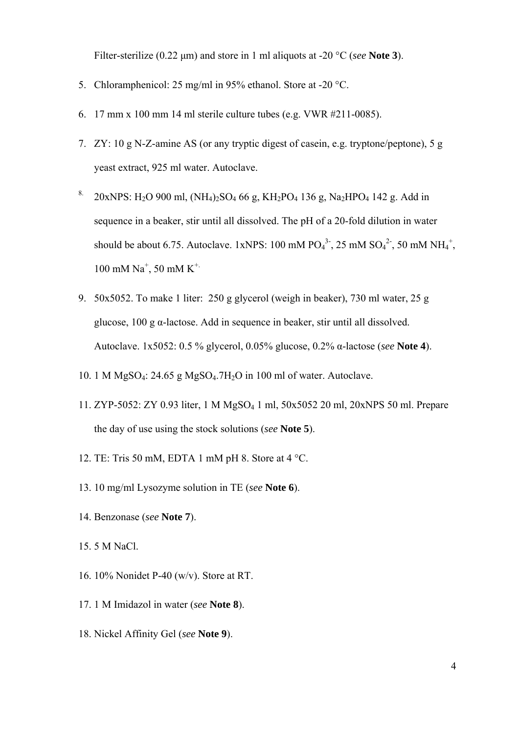Filter-sterilize (0.22 μm) and store in 1 ml aliquots at -20 °C (*see* **Note 3**).

5. Chloramphenicol: 25 mg/ml in 95% ethanol. Store at -20 °C.
6. 17 mm x 100 mm 14 ml sterile culture tubes (e.g. VWR #211-0085).
7. ZY: 10 g N-Z-amine AS (or any tryptic digest of casein, e.g. tryptone/peptone), 5 g yeast extract, 925 ml water. Autoclave.
8. 20xNPS: $H_2O$ 900 ml, $(NH_4)_2SO_4$ 66 g, $KH_2PO_4$ 136 g, $Na_2HPO_4$ 142 g. Add in sequence in a beaker, stir until all dissolved. The pH of a 20-fold dilution in water should be about 6.75. Autoclave. 1xNPS: 100 mM $PO_4^{3-}$, 25 mM $SO_4^{2-}$, 50 mM $NH_4^+$, 100 mM $Na^+$, 50 mM $K^+$.
9. 50x5052. To make 1 liter: 250 g glycerol (weigh in beaker), 730 ml water, 25 g glucose, 100 g α-lactose. Add in sequence in beaker, stir until all dissolved. Autoclave. 1x5052: 0.5 % glycerol, 0.05% glucose, 0.2% α-lactose (*see* **Note 4**).
10. 1 M $MgSO_4$: 24.65 g $MgSO_4.7H_2O$ in 100 ml of water. Autoclave.
11. ZYP-5052: ZY 0.93 liter, 1 M $MgSO_4$ 1 ml, 50x5052 20 ml, 20xNPS 50 ml. Prepare the day of use using the stock solutions (*see* **Note 5**).
12. TE: Tris 50 mM, EDTA 1 mM pH 8. Store at 4 °C.
13. 10 mg/ml Lysozyme solution in TE (*see* **Note 6**).
14. Benzonase (*see* **Note 7**).
15. 5 M NaCl.
16. 10% Nonidet P-40 (w/v). Store at RT.
17. 1 M Imidazol in water (*see* **Note 8**).
18. Nickel Affinity Gel (*see* **Note 9**).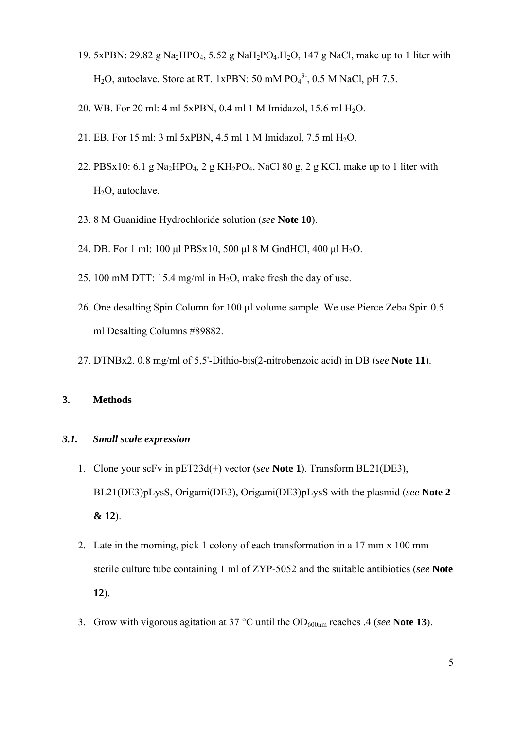19. 5xPBN: 29.82 g $Na_2HPO_4$, 5.52 g $NaH_2PO_4.H_2O$, 147 g NaCl, make up to 1 liter with $H_2O$, autoclave. Store at RT. 1xPBN: 50 mM $PO_4^{3-}$, 0.5 M NaCl, pH 7.5.
20. WB. For 20 ml: 4 ml 5xPBN, 0.4 ml 1 M Imidazol, 15.6 ml $H_2O$.
21. EB. For 15 ml: 3 ml 5xPBN, 4.5 ml 1 M Imidazol, 7.5 ml $H_2O$.
22. PBSx10: 6.1 g $Na_2HPO_4$, 2 g $KH_2PO_4$, NaCl 80 g, 2 g KCl, make up to 1 liter with $H_2O$, autoclave.
23. 8 M Guanidine Hydrochloride solution (*see* **Note 10**).
24. DB. For 1 ml: 100 μl PBSx10, 500 μl 8 M GndHCl, 400 μl $H_2O$.
25. 100 mM DTT: 15.4 mg/ml in $H_2O$, make fresh the day of use.
26. One desalting Spin Column for 100 μl volume sample. We use Pierce Zeba Spin 0.5 ml Desalting Columns #89882.
27. DTNBx2. 0.8 mg/ml of 5,5'-Dithio-bis(2-nitrobenzoic acid) in DB (*see* **Note 11**).

## 3. Methods

### *3.1. Small scale expression*

1. Clone your scFv in pET23d(+) vector (*see* **Note 1**). Transform BL21(DE3), BL21(DE3)pLysS, Origami(DE3), Origami(DE3)pLysS with the plasmid (*see* **Note 2 & 12**).
2. Late in the morning, pick 1 colony of each transformation in a 17 mm x 100 mm sterile culture tube containing 1 ml of ZYP-5052 and the suitable antibiotics (*see* **Note 12**).
3. Grow with vigorous agitation at 37 °C until the $OD_{600nm}$ reaches .4 (*see* **Note 13**).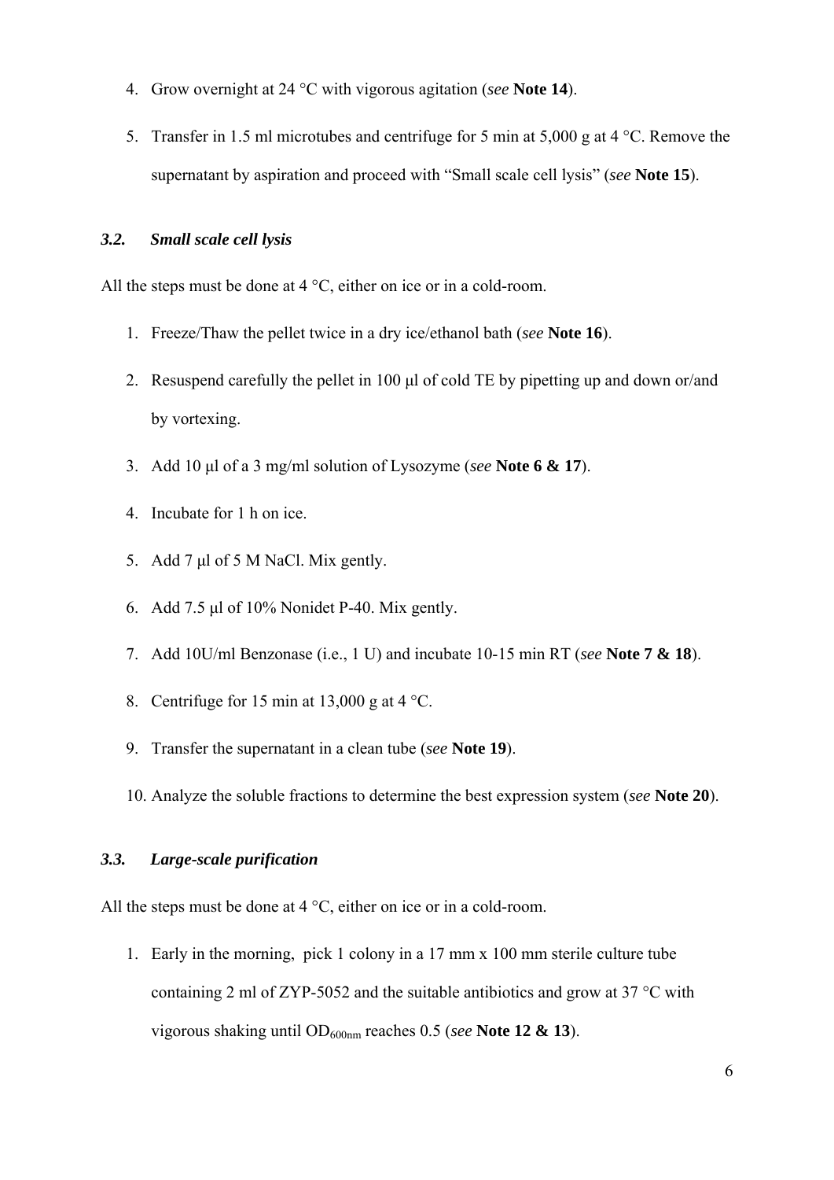4. Grow overnight at 24 °C with vigorous agitation (*see* **Note 14**).
5. Transfer in 1.5 ml microtubes and centrifuge for 5 min at 5,000 g at 4 °C. Remove the supernatant by aspiration and proceed with "Small scale cell lysis" (*see* **Note 15**).

### *3.2. Small scale cell lysis*

All the steps must be done at 4 °C, either on ice or in a cold-room.

1. Freeze/Thaw the pellet twice in a dry ice/ethanol bath (*see* **Note 16**).
2. Resuspend carefully the pellet in 100 μl of cold TE by pipetting up and down or/and by vortexing.
3. Add 10 μl of a 3 mg/ml solution of Lysozyme (*see* **Note 6 & 17**).
4. Incubate for 1 h on ice.
5. Add 7 μl of 5 M NaCl. Mix gently.
6. Add 7.5 μl of 10% Nonidet P-40. Mix gently.
7. Add 10U/ml Benzonase (i.e., 1 U) and incubate 10-15 min RT (*see* **Note 7 & 18**).
8. Centrifuge for 15 min at 13,000 g at 4 °C.
9. Transfer the supernatant in a clean tube (*see* **Note 19**).
10. Analyze the soluble fractions to determine the best expression system (*see* **Note 20**).

### *3.3. Large-scale purification*

All the steps must be done at 4 °C, either on ice or in a cold-room.

1. Early in the morning, pick 1 colony in a 17 mm x 100 mm sterile culture tube containing 2 ml of ZYP-5052 and the suitable antibiotics and grow at 37 °C with vigorous shaking until $OD_{600nm}$ reaches 0.5 (*see* **Note 12 & 13**).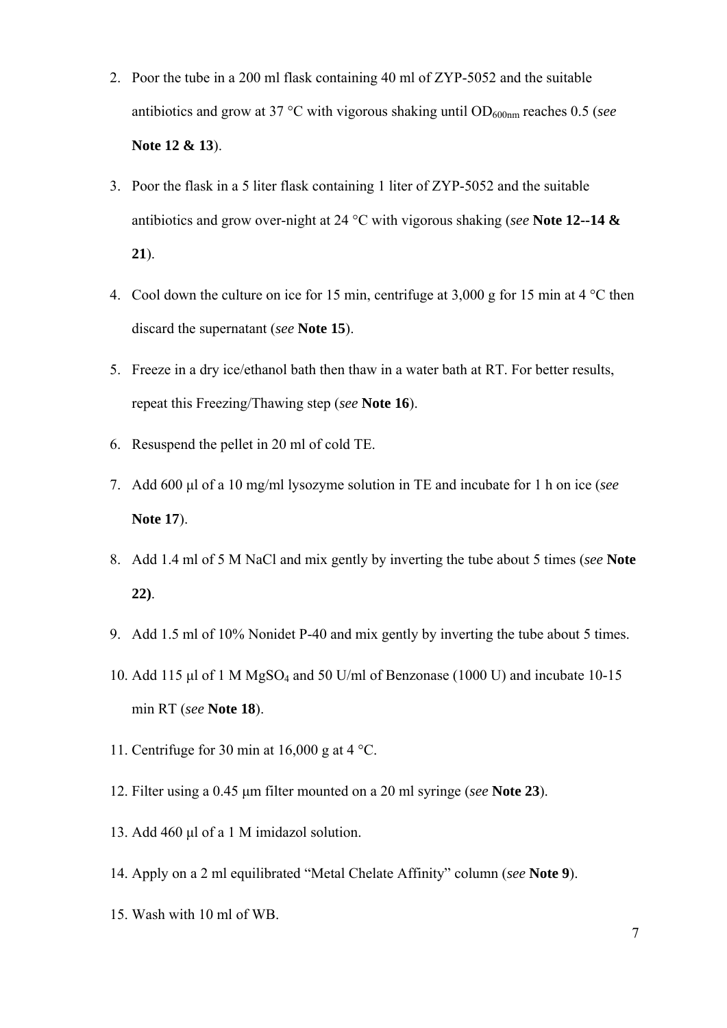2. Poor the tube in a 200 ml flask containing 40 ml of ZYP-5052 and the suitable antibiotics and grow at 37 °C with vigorous shaking until $OD_{600nm}$ reaches 0.5 (*see* **Note 12 & 13**).
3. Poor the flask in a 5 liter flask containing 1 liter of ZYP-5052 and the suitable antibiotics and grow over-night at 24 °C with vigorous shaking (*see* **Note 12--14 & 21**).
4. Cool down the culture on ice for 15 min, centrifuge at 3,000 g for 15 min at 4 °C then discard the supernatant (*see* **Note 15**).
5. Freeze in a dry ice/ethanol bath then thaw in a water bath at RT. For better results, repeat this Freezing/Thawing step (*see* **Note 16**).
6. Resuspend the pellet in 20 ml of cold TE.
7. Add 600 µl of a 10 mg/ml lysozyme solution in TE and incubate for 1 h on ice (*see* **Note 17**).
8. Add 1.4 ml of 5 M NaCl and mix gently by inverting the tube about 5 times (*see* **Note 22)**.
9. Add 1.5 ml of 10% Nonidet P-40 and mix gently by inverting the tube about 5 times.
10. Add 115 µl of 1 M $MgSO_4$ and 50 U/ml of Benzonase (1000 U) and incubate 10-15 min RT (*see* **Note 18**).
11. Centrifuge for 30 min at 16,000 g at 4 °C.
12. Filter using a 0.45 µm filter mounted on a 20 ml syringe (*see* **Note 23**).
13. Add 460 µl of a 1 M imidazol solution.
14. Apply on a 2 ml equilibrated "Metal Chelate Affinity" column (*see* **Note 9**).
15. Wash with 10 ml of WB.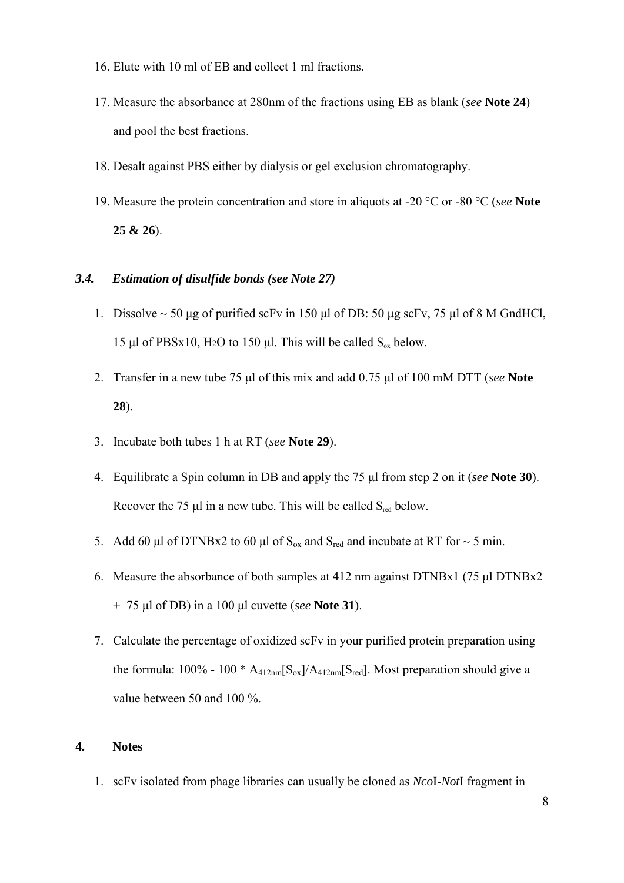16. Elute with 10 ml of EB and collect 1 ml fractions.
17. Measure the absorbance at 280nm of the fractions using EB as blank (*see* **Note 24**) and pool the best fractions.
18. Desalt against PBS either by dialysis or gel exclusion chromatography.
19. Measure the protein concentration and store in aliquots at -20 °C or -80 °C (*see* **Note 25 & 26**).

### *3.4. Estimation of disulfide bonds (see Note 27)*

1. Dissolve ~ 50 µg of purified scFv in 150 µl of DB: 50 µg scFv, 75 µl of 8 M GndHCl, 15 µl of PBSx10, $H_2O$ to 150 µl. This will be called $S_{ox}$ below.
2. Transfer in a new tube 75 µl of this mix and add 0.75 µl of 100 mM DTT (*see* **Note 28**).
3. Incubate both tubes 1 h at RT (*see* **Note 29**).
4. Equilibrate a Spin column in DB and apply the 75 µl from step 2 on it (*see* **Note 30**). Recover the 75 µl in a new tube. This will be called $S_{red}$ below.
5. Add 60 µl of DTNBx2 to 60 µl of $S_{ox}$ and $S_{red}$ and incubate at RT for ~ 5 min.
6. Measure the absorbance of both samples at 412 nm against DTNBx1 (75 µl DTNBx2 + 75 µl of DB) in a 100 µl cuvette (*see* **Note 31**).
7. Calculate the percentage of oxidized scFv in your purified protein preparation using the formula: $100\% - 100 * A_{412nm}[S_{ox}]/A_{412nm}[S_{red}]$. Most preparation should give a value between 50 and 100 %.

## 4. Notes

1. scFv isolated from phage libraries can usually be cloned as *Nco*I-*Not*I fragment in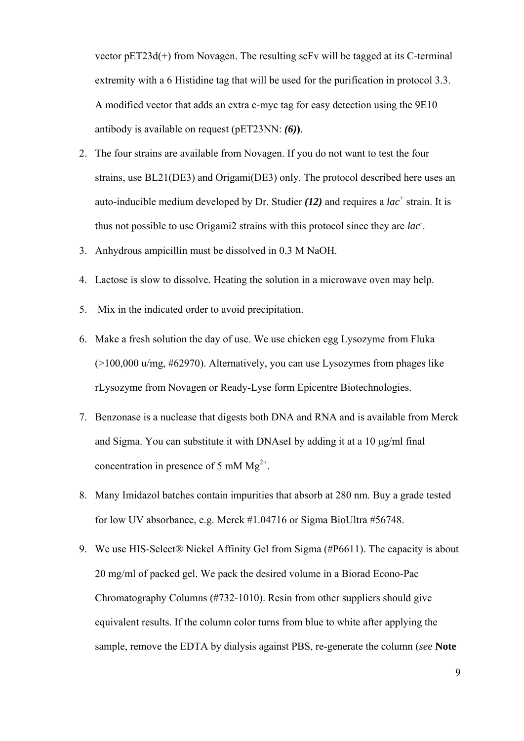vector pET23d(+) from Novagen. The resulting scFv will be tagged at its C-terminal extremity with a 6 Histidine tag that will be used for the purification in protocol 3.3. A modified vector that adds an extra c-myc tag for easy detection using the 9E10 antibody is available on request (pET23NN: ***(6)***).

2. The four strains are available from Novagen. If you do not want to test the four strains, use BL21(DE3) and Origami(DE3) only. The protocol described here uses an auto-inducible medium developed by Dr. Studier ***(12)*** and requires a *lac*$^{+}$ strain. It is thus not possible to use Origami2 strains with this protocol since they are *lac*$^{-}$.
3. Anhydrous ampicillin must be dissolved in 0.3 M NaOH.
4. Lactose is slow to dissolve. Heating the solution in a microwave oven may help.
5. Mix in the indicated order to avoid precipitation.
6. Make a fresh solution the day of use. We use chicken egg Lysozyme from Fluka (>100,000 u/mg, #62970). Alternatively, you can use Lysozymes from phages like rLysozyme from Novagen or Ready-Lyse form Epicentre Biotechnologies.
7. Benzonase is a nuclease that digests both DNA and RNA and is available from Merck and Sigma. You can substitute it with DNAseI by adding it at a 10 µg/ml final concentration in presence of 5 mM $Mg^{2+}$.
8. Many Imidazol batches contain impurities that absorb at 280 nm. Buy a grade tested for low UV absorbance, e.g. Merck #1.04716 or Sigma BioUltra #56748.
9. We use HIS-Select® Nickel Affinity Gel from Sigma (#P6611). The capacity is about 20 mg/ml of packed gel. We pack the desired volume in a Biorad Econo-Pac Chromatography Columns (#732-1010). Resin from other suppliers should give equivalent results. If the column color turns from blue to white after applying the sample, remove the EDTA by dialysis against PBS, re-generate the column (*see* **Note**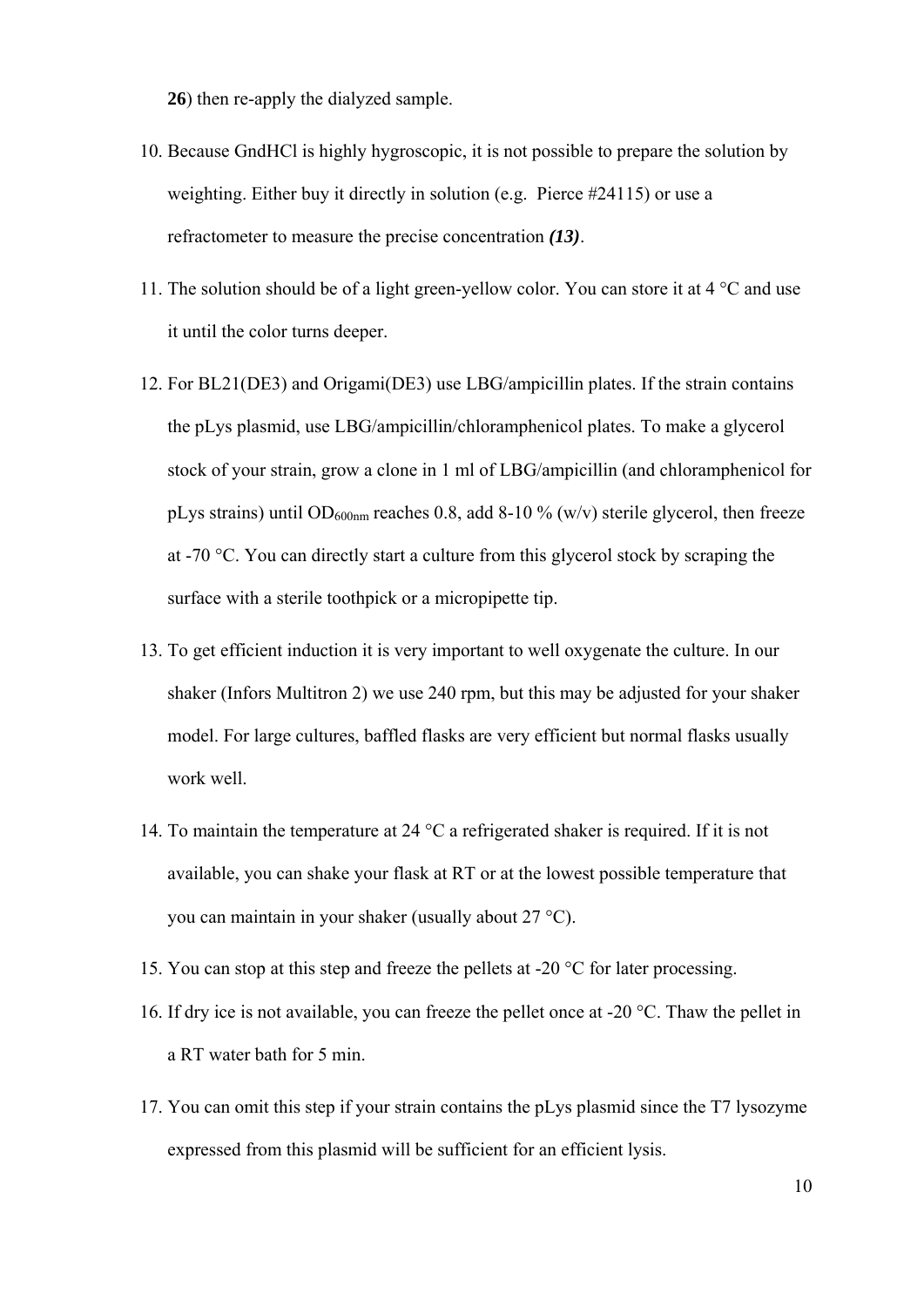**26**) then re-apply the dialyzed sample.

10. Because GndHCl is highly hygroscopic, it is not possible to prepare the solution by weighting. Either buy it directly in solution (e.g. Pierce #24115) or use a refractometer to measure the precise concentration ***(13)***.
11. The solution should be of a light green-yellow color. You can store it at 4 °C and use it until the color turns deeper.
12. For BL21(DE3) and Origami(DE3) use LBG/ampicillin plates. If the strain contains the pLys plasmid, use LBG/ampicillin/chloramphenicol plates. To make a glycerol stock of your strain, grow a clone in 1 ml of LBG/ampicillin (and chloramphenicol for pLys strains) until $OD_{600nm}$ reaches 0.8, add 8-10 % (w/v) sterile glycerol, then freeze at -70 °C. You can directly start a culture from this glycerol stock by scraping the surface with a sterile toothpick or a micropipette tip.
13. To get efficient induction it is very important to well oxygenate the culture. In our shaker (Infors Multitron 2) we use 240 rpm, but this may be adjusted for your shaker model. For large cultures, baffled flasks are very efficient but normal flasks usually work well.
14. To maintain the temperature at 24 °C a refrigerated shaker is required. If it is not available, you can shake your flask at RT or at the lowest possible temperature that you can maintain in your shaker (usually about 27 °C).
15. You can stop at this step and freeze the pellets at -20 °C for later processing.
16. If dry ice is not available, you can freeze the pellet once at -20 °C. Thaw the pellet in a RT water bath for 5 min.
17. You can omit this step if your strain contains the pLys plasmid since the T7 lysozyme expressed from this plasmid will be sufficient for an efficient lysis.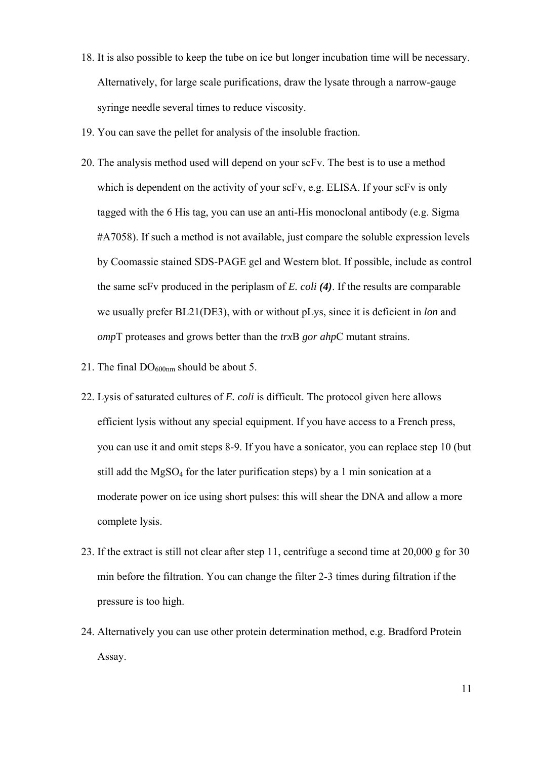18. It is also possible to keep the tube on ice but longer incubation time will be necessary. Alternatively, for large scale purifications, draw the lysate through a narrow-gauge syringe needle several times to reduce viscosity.
19. You can save the pellet for analysis of the insoluble fraction.
20. The analysis method used will depend on your scFv. The best is to use a method which is dependent on the activity of your scFv, e.g. ELISA. If your scFv is only tagged with the 6 His tag, you can use an anti-His monoclonal antibody (e.g. Sigma #A7058). If such a method is not available, just compare the soluble expression levels by Coomassie stained SDS-PAGE gel and Western blot. If possible, include as control the same scFv produced in the periplasm of *E. coli* ***(4)***. If the results are comparable we usually prefer BL21(DE3), with or without pLys, since it is deficient in *lon* and *omp*T proteases and grows better than the *trx*B *gor ahp*C mutant strains.
21. The final $DO_{600nm}$ should be about 5.
22. Lysis of saturated cultures of *E. coli* is difficult. The protocol given here allows efficient lysis without any special equipment. If you have access to a French press, you can use it and omit steps 8-9. If you have a sonicator, you can replace step 10 (but still add the $MgSO_4$ for the later purification steps) by a 1 min sonication at a moderate power on ice using short pulses: this will shear the DNA and allow a more complete lysis.
23. If the extract is still not clear after step 11, centrifuge a second time at 20,000 g for 30 min before the filtration. You can change the filter 2-3 times during filtration if the pressure is too high.
24. Alternatively you can use other protein determination method, e.g. Bradford Protein Assay.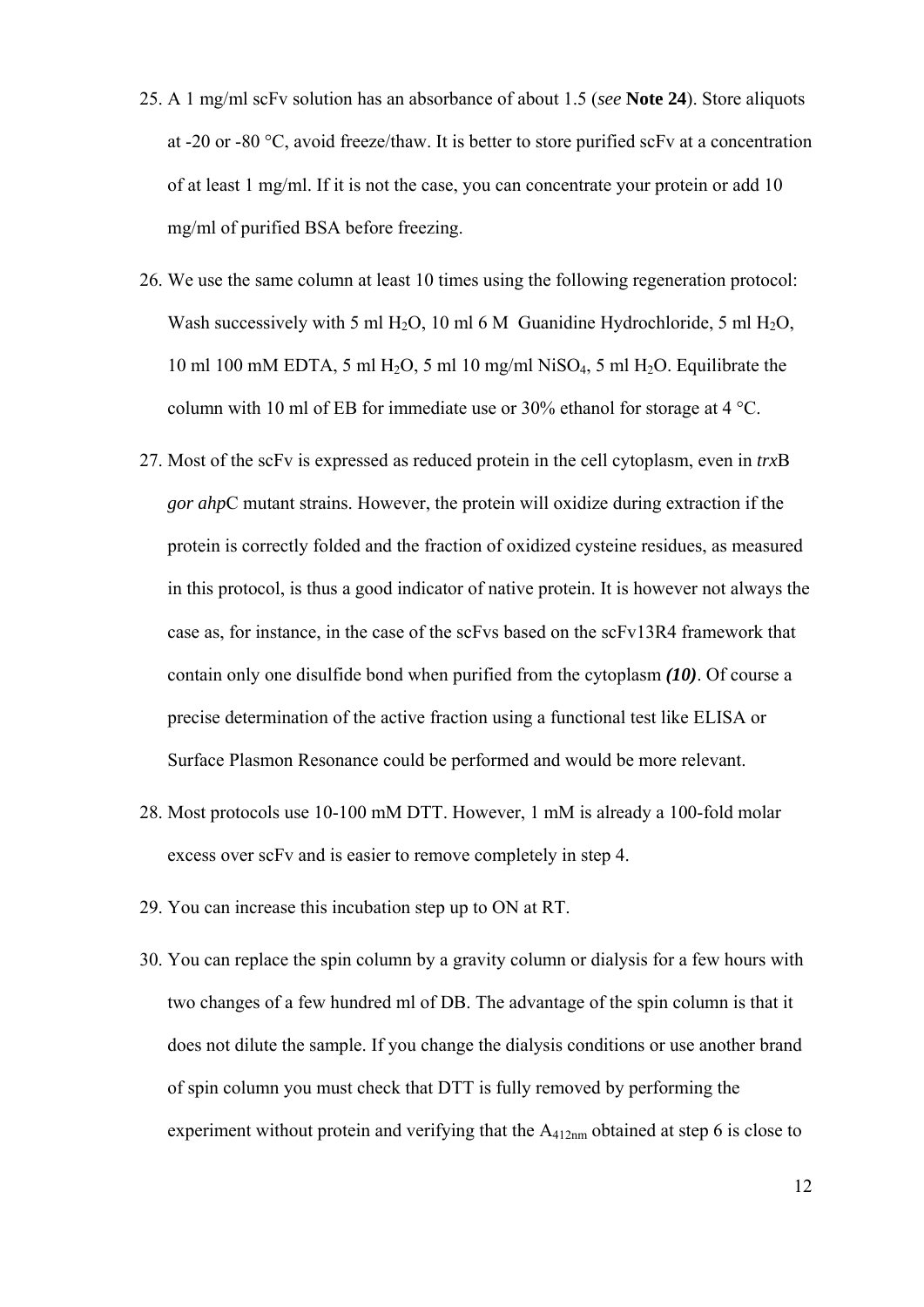25. A 1 mg/ml scFv solution has an absorbance of about 1.5 (*see* **Note 24**). Store aliquots at -20 or -80 °C, avoid freeze/thaw. It is better to store purified scFv at a concentration of at least 1 mg/ml. If it is not the case, you can concentrate your protein or add 10 mg/ml of purified BSA before freezing.

26. We use the same column at least 10 times using the following regeneration protocol: Wash successively with 5 ml $H_2O$, 10 ml 6 M Guanidine Hydrochloride, 5 ml $H_2O$, 10 ml 100 mM EDTA, 5 ml $H_2O$, 5 ml 10 mg/ml $NiSO_4$, 5 ml $H_2O$. Equilibrate the column with 10 ml of EB for immediate use or 30% ethanol for storage at 4 °C.

27. Most of the scFv is expressed as reduced protein in the cell cytoplasm, even in *trx*B *gor ahp*C mutant strains. However, the protein will oxidize during extraction if the protein is correctly folded and the fraction of oxidized cysteine residues, as measured in this protocol, is thus a good indicator of native protein. It is however not always the case as, for instance, in the case of the scFvs based on the scFv13R4 framework that contain only one disulfide bond when purified from the cytoplasm ***(10)***. Of course a precise determination of the active fraction using a functional test like ELISA or Surface Plasmon Resonance could be performed and would be more relevant.

28. Most protocols use 10-100 mM DTT. However, 1 mM is already a 100-fold molar excess over scFv and is easier to remove completely in step 4.

29. You can increase this incubation step up to ON at RT.

30. You can replace the spin column by a gravity column or dialysis for a few hours with two changes of a few hundred ml of DB. The advantage of the spin column is that it does not dilute the sample. If you change the dialysis conditions or use another brand of spin column you must check that DTT is fully removed by performing the experiment without protein and verifying that the $A_{412nm}$ obtained at step 6 is close to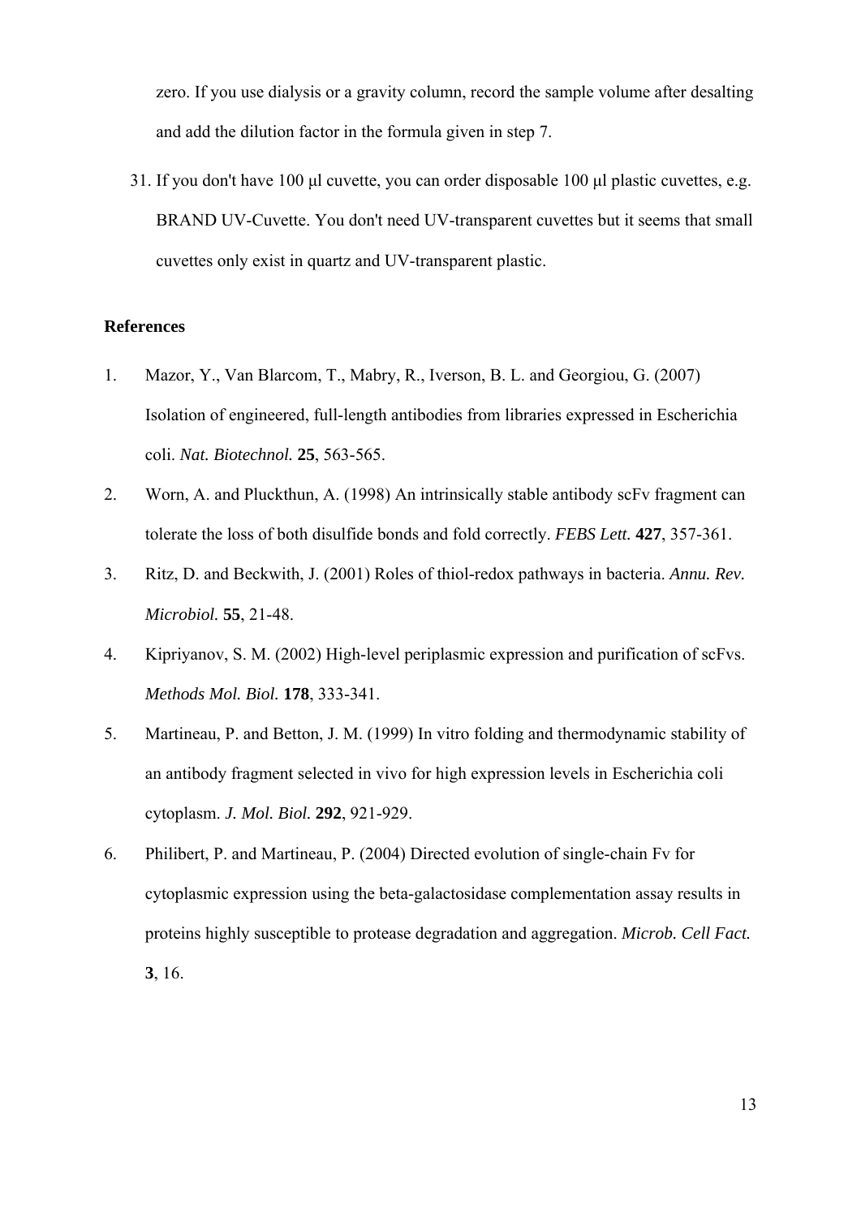zero. If you use dialysis or a gravity column, record the sample volume after desalting and add the dilution factor in the formula given in step 7.

31. If you don't have 100 µl cuvette, you can order disposable 100 µl plastic cuvettes, e.g. BRAND UV-Cuvette. You don't need UV-transparent cuvettes but it seems that small cuvettes only exist in quartz and UV-transparent plastic.

## References

1. Mazor, Y., Van Blarcom, T., Mabry, R., Iverson, B. L. and Georgiou, G. (2007) Isolation of engineered, full-length antibodies from libraries expressed in Escherichia coli. *Nat. Biotechnol.* **25**, 563-565.
2. Worn, A. and Pluckthun, A. (1998) An intrinsically stable antibody scFv fragment can tolerate the loss of both disulfide bonds and fold correctly. *FEBS Lett.* **427**, 357-361.
3. Ritz, D. and Beckwith, J. (2001) Roles of thiol-redox pathways in bacteria. *Annu. Rev. Microbiol.* **55**, 21-48.
4. Kipriyanov, S. M. (2002) High-level periplasmic expression and purification of scFvs. *Methods Mol. Biol.* **178**, 333-341.
5. Martineau, P. and Betton, J. M. (1999) In vitro folding and thermodynamic stability of an antibody fragment selected in vivo for high expression levels in Escherichia coli cytoplasm. *J. Mol. Biol.* **292**, 921-929.
6. Philibert, P. and Martineau, P. (2004) Directed evolution of single-chain Fv for cytoplasmic expression using the beta-galactosidase complementation assay results in proteins highly susceptible to protease degradation and aggregation. *Microb. Cell Fact.* **3**, 16.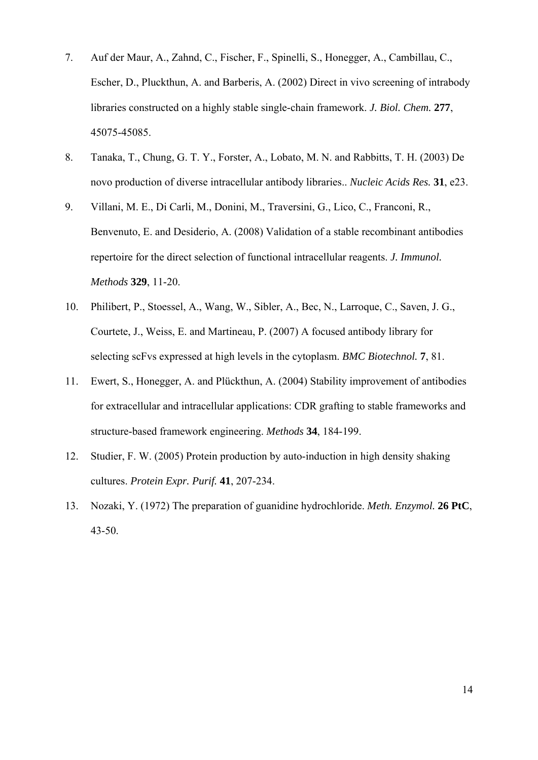7. Auf der Maur, A., Zahnd, C., Fischer, F., Spinelli, S., Honegger, A., Cambillau, C., Escher, D., Pluckthun, A. and Barberis, A. (2002) Direct in vivo screening of intrabody libraries constructed on a highly stable single-chain framework. *J. Biol. Chem.* **277**, 45075-45085.

8. Tanaka, T., Chung, G. T. Y., Forster, A., Lobato, M. N. and Rabbitts, T. H. (2003) De novo production of diverse intracellular antibody libraries.. *Nucleic Acids Res.* **31**, e23.

9. Villani, M. E., Di Carli, M., Donini, M., Traversini, G., Lico, C., Franconi, R., Benvenuto, E. and Desiderio, A. (2008) Validation of a stable recombinant antibodies repertoire for the direct selection of functional intracellular reagents. *J. Immunol. Methods* **329**, 11-20.

10. Philibert, P., Stoessel, A., Wang, W., Sibler, A., Bec, N., Larroque, C., Saven, J. G., Courtete, J., Weiss, E. and Martineau, P. (2007) A focused antibody library for selecting scFvs expressed at high levels in the cytoplasm. *BMC Biotechnol.* **7**, 81.

11. Ewert, S., Honegger, A. and Plückthun, A. (2004) Stability improvement of antibodies for extracellular and intracellular applications: CDR grafting to stable frameworks and structure-based framework engineering. *Methods* **34**, 184-199.

12. Studier, F. W. (2005) Protein production by auto-induction in high density shaking cultures. *Protein Expr. Purif.* **41**, 207-234.

13. Nozaki, Y. (1972) The preparation of guanidine hydrochloride. *Meth. Enzymol.* **26 PtC**, 43-50.